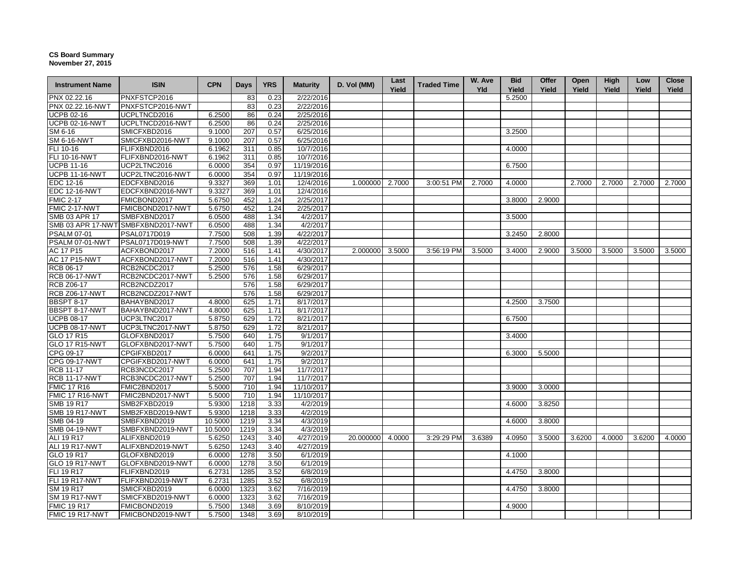**CS Board Summary**
**November 27, 2015**

| Instrument Name | ISIN | CPN | Days | YRS | Maturity | D. Vol (MM) | Last Yield | Traded Time | W. Ave Yld | Bid Yield | Offer Yield | Open Yield | High Yield | Low Yield | Close Yield |
|---|---|---|---|---|---|---|---|---|---|---|---|---|---|---|---|
| PNX 02.22.16 | PNXFSTCP2016 | | 83 | 0.23 | 2/22/2016 | | | | | 5.2500 | | | | | |
| PNX 02.22.16-NWT | PNXFSTCP2016-NWT | | 83 | 0.23 | 2/22/2016 | | | | | | | | | | |
| UCPB 02-16 | UCPLTNCD2016 | 6.2500 | 86 | 0.24 | 2/25/2016 | | | | | | | | | | |
| UCPB 02-16-NWT | UCPLTNCD2016-NWT | 6.2500 | 86 | 0.24 | 2/25/2016 | | | | | | | | | | |
| SM 6-16 | SMICFXBD2016 | 9.1000 | 207 | 0.57 | 6/25/2016 | | | | | 3.2500 | | | | | |
| SM 6-16-NWT | SMICFXBD2016-NWT | 9.1000 | 207 | 0.57 | 6/25/2016 | | | | | | | | | | |
| FLI 10-16 | FLIFXBND2016 | 6.1962 | 311 | 0.85 | 10/7/2016 | | | | | 4.0000 | | | | | |
| FLI 10-16-NWT | FLIFXBND2016-NWT | 6.1962 | 311 | 0.85 | 10/7/2016 | | | | | | | | | | |
| UCPB 11-16 | UCP2LTNC2016 | 6.0000 | 354 | 0.97 | 11/19/2016 | | | | | 6.7500 | | | | | |
| UCPB 11-16-NWT | UCP2LTNC2016-NWT | 6.0000 | 354 | 0.97 | 11/19/2016 | | | | | | | | | | |
| EDC 12-16 | EDCFXBND2016 | 9.3327 | 369 | 1.01 | 12/4/2016 | 1.000000 | 2.7000 | 3:00:51 PM | 2.7000 | 4.0000 | | 2.7000 | 2.7000 | 2.7000 | 2.7000 |
| EDC 12-16-NWT | EDCFXBND2016-NWT | 9.3327 | 369 | 1.01 | 12/4/2016 | | | | | | | | | | |
| FMIC 2-17 | FMICBOND2017 | 5.6750 | 452 | 1.24 | 2/25/2017 | | | | | 3.8000 | 2.9000 | | | | |
| FMIC 2-17-NWT | FMICBOND2017-NWT | 5.6750 | 452 | 1.24 | 2/25/2017 | | | | | | | | | | |
| SMB 03 APR 17 | SMBFXBND2017 | 6.0500 | 488 | 1.34 | 4/2/2017 | | | | | 3.5000 | | | | | |
| SMB 03 APR 17-NWT | SMBFXBND2017-NWT | 6.0500 | 488 | 1.34 | 4/2/2017 | | | | | | | | | | |
| PSALM 07-01 | PSAL0717D019 | 7.7500 | 508 | 1.39 | 4/22/2017 | | | | | 3.2450 | 2.8000 | | | | |
| PSALM 07-01-NWT | PSAL0717D019-NWT | 7.7500 | 508 | 1.39 | 4/22/2017 | | | | | | | | | | |
| AC 17 P15 | ACFXBOND2017 | 7.2000 | 516 | 1.41 | 4/30/2017 | 2.000000 | 3.5000 | 3:56:19 PM | 3.5000 | 3.4000 | 2.9000 | 3.5000 | 3.5000 | 3.5000 | 3.5000 |
| AC 17 P15-NWT | ACFXBOND2017-NWT | 7.2000 | 516 | 1.41 | 4/30/2017 | | | | | | | | | | |
| RCB 06-17 | RCB2NCDC2017 | 5.2500 | 576 | 1.58 | 6/29/2017 | | | | | | | | | | |
| RCB 06-17-NWT | RCB2NCDC2017-NWT | 5.2500 | 576 | 1.58 | 6/29/2017 | | | | | | | | | | |
| RCB Z06-17 | RCB2NCDZ2017 | | 576 | 1.58 | 6/29/2017 | | | | | | | | | | |
| RCB Z06-17-NWT | RCB2NCDZ2017-NWT | | 576 | 1.58 | 6/29/2017 | | | | | | | | | | |
| BBSPT 8-17 | BAHAYBND2017 | 4.8000 | 625 | 1.71 | 8/17/2017 | | | | | 4.2500 | 3.7500 | | | | |
| BBSPT 8-17-NWT | BAHAYBND2017-NWT | 4.8000 | 625 | 1.71 | 8/17/2017 | | | | | | | | | | |
| UCPB 08-17 | UCP3LTNC2017 | 5.8750 | 629 | 1.72 | 8/21/2017 | | | | | 6.7500 | | | | | |
| UCPB 08-17-NWT | UCP3LTNC2017-NWT | 5.8750 | 629 | 1.72 | 8/21/2017 | | | | | | | | | | |
| GLO 17 R15 | GLOFXBND2017 | 5.7500 | 640 | 1.75 | 9/1/2017 | | | | | 3.4000 | | | | | |
| GLO 17 R15-NWT | GLOFXBND2017-NWT | 5.7500 | 640 | 1.75 | 9/1/2017 | | | | | | | | | | |
| CPG 09-17 | CPGIFXBD2017 | 6.0000 | 641 | 1.75 | 9/2/2017 | | | | | 6.3000 | 5.5000 | | | | |
| CPG 09-17-NWT | CPGIFXBD2017-NWT | 6.0000 | 641 | 1.75 | 9/2/2017 | | | | | | | | | | |
| RCB 11-17 | RCB3NCDC2017 | 5.2500 | 707 | 1.94 | 11/7/2017 | | | | | | | | | | |
| RCB 11-17-NWT | RCB3NCDC2017-NWT | 5.2500 | 707 | 1.94 | 11/7/2017 | | | | | | | | | | |
| FMIC 17 R16 | FMIC2BND2017 | 5.5000 | 710 | 1.94 | 11/10/2017 | | | | | 3.9000 | 3.0000 | | | | |
| FMIC 17 R16-NWT | FMIC2BND2017-NWT | 5.5000 | 710 | 1.94 | 11/10/2017 | | | | | | | | | | |
| SMB 19 R17 | SMB2FXBD2019 | 5.9300 | 1218 | 3.33 | 4/2/2019 | | | | | 4.6000 | 3.8250 | | | | |
| SMB 19 R17-NWT | SMB2FXBD2019-NWT | 5.9300 | 1218 | 3.33 | 4/2/2019 | | | | | | | | | | |
| SMB 04-19 | SMBFXBND2019 | 10.5000 | 1219 | 3.34 | 4/3/2019 | | | | | 4.6000 | 3.8000 | | | | |
| SMB 04-19-NWT | SMBFXBND2019-NWT | 10.5000 | 1219 | 3.34 | 4/3/2019 | | | | | | | | | | |
| ALI 19 R17 | ALIFXBND2019 | 5.6250 | 1243 | 3.40 | 4/27/2019 | 20.000000 | 4.0000 | 3:29:29 PM | 3.6389 | 4.0950 | 3.5000 | 3.6200 | 4.0000 | 3.6200 | 4.0000 |
| ALI 19 R17-NWT | ALIFXBND2019-NWT | 5.6250 | 1243 | 3.40 | 4/27/2019 | | | | | | | | | | |
| GLO 19 R17 | GLOFXBND2019 | 6.0000 | 1278 | 3.50 | 6/1/2019 | | | | | 4.1000 | | | | | |
| GLO 19 R17-NWT | GLOFXBND2019-NWT | 6.0000 | 1278 | 3.50 | 6/1/2019 | | | | | | | | | | |
| FLI 19 R17 | FLIFXBND2019 | 6.2731 | 1285 | 3.52 | 6/8/2019 | | | | | 4.4750 | 3.8000 | | | | |
| FLI 19 R17-NWT | FLIFXBND2019-NWT | 6.2731 | 1285 | 3.52 | 6/8/2019 | | | | | | | | | | |
| SM 19 R17 | SMICFXBD2019 | 6.0000 | 1323 | 3.62 | 7/16/2019 | | | | | 4.4750 | 3.8000 | | | | |
| SM 19 R17-NWT | SMICFXBD2019-NWT | 6.0000 | 1323 | 3.62 | 7/16/2019 | | | | | | | | | | |
| FMIC 19 R17 | FMICBOND2019 | 5.7500 | 1348 | 3.69 | 8/10/2019 | | | | | 4.9000 | | | | | |
| FMIC 19 R17-NWT | FMICBOND2019-NWT | 5.7500 | 1348 | 3.69 | 8/10/2019 | | | | | | | | | | |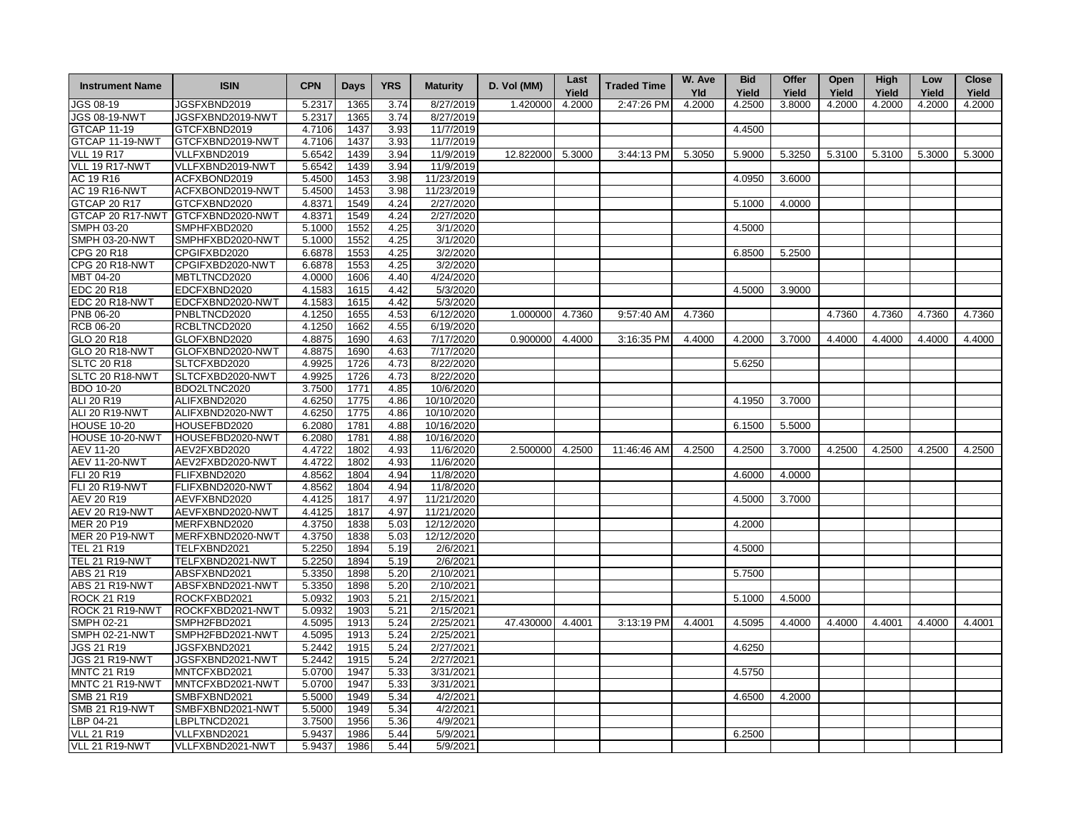| Instrument Name | ISIN | CPN | Days | YRS | Maturity | D. Vol (MM) | Last Yield | Traded Time | W. Ave Yld | Bid Yield | Offer Yield | Open Yield | High Yield | Low Yield | Close Yield |
|---|---|---|---|---|---|---|---|---|---|---|---|---|---|---|---|
| JGS 08-19 | JGSFXBND2019 | 5.2317 | 1365 | 3.74 | 8/27/2019 | 1.420000 | 4.2000 | 2:47:26 PM | 4.2000 | 4.2500 | 3.8000 | 4.2000 | 4.2000 | 4.2000 | 4.2000 |
| JGS 08-19-NWT | JGSFXBND2019-NWT | 5.2317 | 1365 | 3.74 | 8/27/2019 | | | | | | | | | | |
| GTCAP 11-19 | GTCFXBND2019 | 4.7106 | 1437 | 3.93 | 11/7/2019 | | | | | 4.4500 | | | | | |
| GTCAP 11-19-NWT | GTCFXBND2019-NWT | 4.7106 | 1437 | 3.93 | 11/7/2019 | | | | | | | | | | |
| VLL 19 R17 | VLLFXBND2019 | 5.6542 | 1439 | 3.94 | 11/9/2019 | 12.822000 | 5.3000 | 3:44:13 PM | 5.3050 | 5.9000 | 5.3250 | 5.3100 | 5.3100 | 5.3000 | 5.3000 |
| VLL 19 R17-NWT | VLLFXBND2019-NWT | 5.6542 | 1439 | 3.94 | 11/9/2019 | | | | | | | | | | |
| AC 19 R16 | ACFXBOND2019 | 5.4500 | 1453 | 3.98 | 11/23/2019 | | | | | 4.0950 | 3.6000 | | | | |
| AC 19 R16-NWT | ACFXBOND2019-NWT | 5.4500 | 1453 | 3.98 | 11/23/2019 | | | | | | | | | | |
| GTCAP 20 R17 | GTCFXBND2020 | 4.8371 | 1549 | 4.24 | 2/27/2020 | | | | | 5.1000 | 4.0000 | | | | |
| GTCAP 20 R17-NWT | GTCFXBND2020-NWT | 4.8371 | 1549 | 4.24 | 2/27/2020 | | | | | | | | | | |
| SMPH 03-20 | SMPHFXBD2020 | 5.1000 | 1552 | 4.25 | 3/1/2020 | | | | | 4.5000 | | | | | |
| SMPH 03-20-NWT | SMPHFXBD2020-NWT | 5.1000 | 1552 | 4.25 | 3/1/2020 | | | | | | | | | | |
| CPG 20 R18 | CPGIFXBD2020 | 6.6878 | 1553 | 4.25 | 3/2/2020 | | | | | 6.8500 | 5.2500 | | | | |
| CPG 20 R18-NWT | CPGIFXBD2020-NWT | 6.6878 | 1553 | 4.25 | 3/2/2020 | | | | | | | | | | |
| MBT 04-20 | MBTLTNCD2020 | 4.0000 | 1606 | 4.40 | 4/24/2020 | | | | | | | | | | |
| EDC 20 R18 | EDCFXBND2020 | 4.1583 | 1615 | 4.42 | 5/3/2020 | | | | | 4.5000 | 3.9000 | | | | |
| EDC 20 R18-NWT | EDCFXBND2020-NWT | 4.1583 | 1615 | 4.42 | 5/3/2020 | | | | | | | | | | |
| PNB 06-20 | PNBLTNCD2020 | 4.1250 | 1655 | 4.53 | 6/12/2020 | 1.000000 | 4.7360 | 9:57:40 AM | 4.7360 | | | 4.7360 | 4.7360 | 4.7360 | 4.7360 |
| RCB 06-20 | RCBLTNCD2020 | 4.1250 | 1662 | 4.55 | 6/19/2020 | | | | | | | | | | |
| GLO 20 R18 | GLOFXBND2020 | 4.8875 | 1690 | 4.63 | 7/17/2020 | 0.900000 | 4.4000 | 3:16:35 PM | 4.4000 | 4.2000 | 3.7000 | 4.4000 | 4.4000 | 4.4000 | 4.4000 |
| GLO 20 R18-NWT | GLOFXBND2020-NWT | 4.8875 | 1690 | 4.63 | 7/17/2020 | | | | | | | | | | |
| SLTC 20 R18 | SLTCFXBD2020 | 4.9925 | 1726 | 4.73 | 8/22/2020 | | | | | 5.6250 | | | | | |
| SLTC 20 R18-NWT | SLTCFXBD2020-NWT | 4.9925 | 1726 | 4.73 | 8/22/2020 | | | | | | | | | | |
| BDO 10-20 | BDO2LTNC2020 | 3.7500 | 1771 | 4.85 | 10/6/2020 | | | | | | | | | | |
| ALI 20 R19 | ALIFXBND2020 | 4.6250 | 1775 | 4.86 | 10/10/2020 | | | | | 4.1950 | 3.7000 | | | | |
| ALI 20 R19-NWT | ALIFXBND2020-NWT | 4.6250 | 1775 | 4.86 | 10/10/2020 | | | | | | | | | | |
| HOUSE 10-20 | HOUSEFBD2020 | 6.2080 | 1781 | 4.88 | 10/16/2020 | | | | | 6.1500 | 5.5000 | | | | |
| HOUSE 10-20-NWT | HOUSEFBD2020-NWT | 6.2080 | 1781 | 4.88 | 10/16/2020 | | | | | | | | | | |
| AEV 11-20 | AEV2FXBD2020 | 4.4722 | 1802 | 4.93 | 11/6/2020 | 2.500000 | 4.2500 | 11:46:46 AM | 4.2500 | 4.2500 | 3.7000 | 4.2500 | 4.2500 | 4.2500 | 4.2500 |
| AEV 11-20-NWT | AEV2FXBD2020-NWT | 4.4722 | 1802 | 4.93 | 11/6/2020 | | | | | | | | | | |
| FLI 20 R19 | FLIFXBND2020 | 4.8562 | 1804 | 4.94 | 11/8/2020 | | | | | 4.6000 | 4.0000 | | | | |
| FLI 20 R19-NWT | FLIFXBND2020-NWT | 4.8562 | 1804 | 4.94 | 11/8/2020 | | | | | | | | | | |
| AEV 20 R19 | AEVFXBND2020 | 4.4125 | 1817 | 4.97 | 11/21/2020 | | | | | 4.5000 | 3.7000 | | | | |
| AEV 20 R19-NWT | AEVFXBND2020-NWT | 4.4125 | 1817 | 4.97 | 11/21/2020 | | | | | | | | | | |
| MER 20 P19 | MERFXBND2020 | 4.3750 | 1838 | 5.03 | 12/12/2020 | | | | | 4.2000 | | | | | |
| MER 20 P19-NWT | MERFXBND2020-NWT | 4.3750 | 1838 | 5.03 | 12/12/2020 | | | | | | | | | | |
| TEL 21 R19 | TELFXBND2021 | 5.2250 | 1894 | 5.19 | 2/6/2021 | | | | | 4.5000 | | | | | |
| TEL 21 R19-NWT | TELFXBND2021-NWT | 5.2250 | 1894 | 5.19 | 2/6/2021 | | | | | | | | | | |
| ABS 21 R19 | ABSFXBND2021 | 5.3350 | 1898 | 5.20 | 2/10/2021 | | | | | 5.7500 | | | | | |
| ABS 21 R19-NWT | ABSFXBND2021-NWT | 5.3350 | 1898 | 5.20 | 2/10/2021 | | | | | | | | | | |
| ROCK 21 R19 | ROCKFXBD2021 | 5.0932 | 1903 | 5.21 | 2/15/2021 | | | | | 5.1000 | 4.5000 | | | | |
| ROCK 21 R19-NWT | ROCKFXBD2021-NWT | 5.0932 | 1903 | 5.21 | 2/15/2021 | | | | | | | | | | |
| SMPH 02-21 | SMPH2FBD2021 | 4.5095 | 1913 | 5.24 | 2/25/2021 | 47.430000 | 4.4001 | 3:13:19 PM | 4.4001 | 4.5095 | 4.4000 | 4.4000 | 4.4001 | 4.4000 | 4.4001 |
| SMPH 02-21-NWT | SMPH2FBD2021-NWT | 4.5095 | 1913 | 5.24 | 2/25/2021 | | | | | | | | | | |
| JGS 21 R19 | JGSFXBND2021 | 5.2442 | 1915 | 5.24 | 2/27/2021 | | | | | 4.6250 | | | | | |
| JGS 21 R19-NWT | JGSFXBND2021-NWT | 5.2442 | 1915 | 5.24 | 2/27/2021 | | | | | | | | | | |
| MNTC 21 R19 | MNTCFXBD2021 | 5.0700 | 1947 | 5.33 | 3/31/2021 | | | | | 4.5750 | | | | | |
| MNTC 21 R19-NWT | MNTCFXBD2021-NWT | 5.0700 | 1947 | 5.33 | 3/31/2021 | | | | | | | | | | |
| SMB 21 R19 | SMBFXBND2021 | 5.5000 | 1949 | 5.34 | 4/2/2021 | | | | | 4.6500 | 4.2000 | | | | |
| SMB 21 R19-NWT | SMBFXBND2021-NWT | 5.5000 | 1949 | 5.34 | 4/2/2021 | | | | | | | | | | |
| LBP 04-21 | LBPLTNCD2021 | 3.7500 | 1956 | 5.36 | 4/9/2021 | | | | | | | | | | |
| VLL 21 R19 | VLLFXBND2021 | 5.9437 | 1986 | 5.44 | 5/9/2021 | | | | | 6.2500 | | | | | |
| VLL 21 R19-NWT | VLLFXBND2021-NWT | 5.9437 | 1986 | 5.44 | 5/9/2021 | | | | | | | | | | |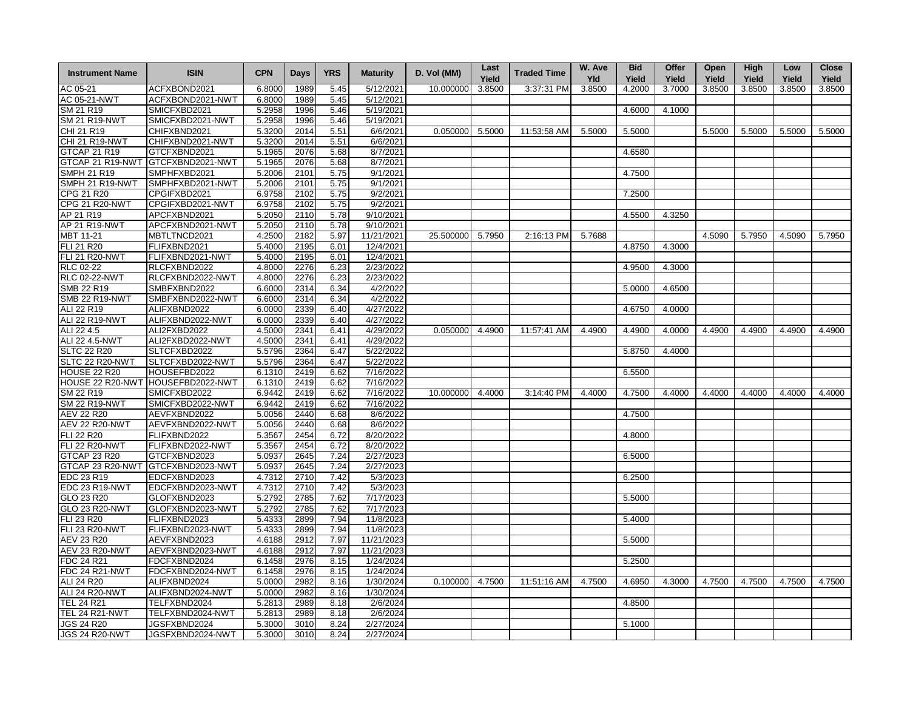| Instrument Name | ISIN | CPN | Days | YRS | Maturity | D. Vol (MM) | Last Yield | Traded Time | W. Ave Yld | Bid Yield | Offer Yield | Open Yield | High Yield | Low Yield | Close Yield |
|---|---|---|---|---|---|---|---|---|---|---|---|---|---|---|---|
| AC 05-21 | ACFXBOND2021 | 6.8000 | 1989 | 5.45 | 5/12/2021 | 10.000000 | 3.8500 | 3:37:31 PM | 3.8500 | 4.2000 | 3.7000 | 3.8500 | 3.8500 | 3.8500 | 3.8500 |
| AC 05-21-NWT | ACFXBOND2021-NWT | 6.8000 | 1989 | 5.45 | 5/12/2021 | | | | | | | | | | |
| SM 21 R19 | SMICFXBD2021 | 5.2958 | 1996 | 5.46 | 5/19/2021 | | | | | 4.6000 | 4.1000 | | | | |
| SM 21 R19-NWT | SMICFXBD2021-NWT | 5.2958 | 1996 | 5.46 | 5/19/2021 | | | | | | | | | | |
| CHI 21 R19 | CHIFXBND2021 | 5.3200 | 2014 | 5.51 | 6/6/2021 | 0.050000 | 5.5000 | 11:53:58 AM | 5.5000 | 5.5000 | | 5.5000 | 5.5000 | 5.5000 | 5.5000 |
| CHI 21 R19-NWT | CHIFXBND2021-NWT | 5.3200 | 2014 | 5.51 | 6/6/2021 | | | | | | | | | | |
| GTCAP 21 R19 | GTCFXBND2021 | 5.1965 | 2076 | 5.68 | 8/7/2021 | | | | | 4.6580 | | | | | |
| GTCAP 21 R19-NWT | GTCFXBND2021-NWT | 5.1965 | 2076 | 5.68 | 8/7/2021 | | | | | | | | | | |
| SMPH 21 R19 | SMPHFXBD2021 | 5.2006 | 2101 | 5.75 | 9/1/2021 | | | | | 4.7500 | | | | | |
| SMPH 21 R19-NWT | SMPHFXBD2021-NWT | 5.2006 | 2101 | 5.75 | 9/1/2021 | | | | | | | | | | |
| CPG 21 R20 | CPGIFXBD2021 | 6.9758 | 2102 | 5.75 | 9/2/2021 | | | | | 7.2500 | | | | | |
| CPG 21 R20-NWT | CPGIFXBD2021-NWT | 6.9758 | 2102 | 5.75 | 9/2/2021 | | | | | | | | | | |
| AP 21 R19 | APCFXBND2021 | 5.2050 | 2110 | 5.78 | 9/10/2021 | | | | | 4.5500 | 4.3250 | | | | |
| AP 21 R19-NWT | APCFXBND2021-NWT | 5.2050 | 2110 | 5.78 | 9/10/2021 | | | | | | | | | | |
| MBT 11-21 | MBTLTNCD2021 | 4.2500 | 2182 | 5.97 | 11/21/2021 | 25.500000 | 5.7950 | 2:16:13 PM | 5.7688 | | | 4.5090 | 5.7950 | 4.5090 | 5.7950 |
| FLI 21 R20 | FLIFXBND2021 | 5.4000 | 2195 | 6.01 | 12/4/2021 | | | | | 4.8750 | 4.3000 | | | | |
| FLI 21 R20-NWT | FLIFXBND2021-NWT | 5.4000 | 2195 | 6.01 | 12/4/2021 | | | | | | | | | | |
| RLC 02-22 | RLCFXBND2022 | 4.8000 | 2276 | 6.23 | 2/23/2022 | | | | | 4.9500 | 4.3000 | | | | |
| RLC 02-22-NWT | RLCFXBND2022-NWT | 4.8000 | 2276 | 6.23 | 2/23/2022 | | | | | | | | | | |
| SMB 22 R19 | SMBFXBND2022 | 6.6000 | 2314 | 6.34 | 4/2/2022 | | | | | 5.0000 | 4.6500 | | | | |
| SMB 22 R19-NWT | SMBFXBND2022-NWT | 6.6000 | 2314 | 6.34 | 4/2/2022 | | | | | | | | | | |
| ALI 22 R19 | ALIFXBND2022 | 6.0000 | 2339 | 6.40 | 4/27/2022 | | | | | 4.6750 | 4.0000 | | | | |
| ALI 22 R19-NWT | ALIFXBND2022-NWT | 6.0000 | 2339 | 6.40 | 4/27/2022 | | | | | | | | | | |
| ALI 22 4.5 | ALI2FXBD2022 | 4.5000 | 2341 | 6.41 | 4/29/2022 | 0.050000 | 4.4900 | 11:57:41 AM | 4.4900 | 4.4900 | 4.0000 | 4.4900 | 4.4900 | 4.4900 | 4.4900 |
| ALI 22 4.5-NWT | ALI2FXBD2022-NWT | 4.5000 | 2341 | 6.41 | 4/29/2022 | | | | | | | | | | |
| SLTC 22 R20 | SLTCFXBD2022 | 5.5796 | 2364 | 6.47 | 5/22/2022 | | | | | 5.8750 | 4.4000 | | | | |
| SLTC 22 R20-NWT | SLTCFXBD2022-NWT | 5.5796 | 2364 | 6.47 | 5/22/2022 | | | | | | | | | | |
| HOUSE 22 R20 | HOUSEFBD2022 | 6.1310 | 2419 | 6.62 | 7/16/2022 | | | | | 6.5500 | | | | | |
| HOUSE 22 R20-NWT | HOUSEFBD2022-NWT | 6.1310 | 2419 | 6.62 | 7/16/2022 | | | | | | | | | | |
| SM 22 R19 | SMICFXBD2022 | 6.9442 | 2419 | 6.62 | 7/16/2022 | 10.000000 | 4.4000 | 3:14:40 PM | 4.4000 | 4.7500 | 4.4000 | 4.4000 | 4.4000 | 4.4000 | 4.4000 |
| SM 22 R19-NWT | SMICFXBD2022-NWT | 6.9442 | 2419 | 6.62 | 7/16/2022 | | | | | | | | | | |
| AEV 22 R20 | AEVFXBND2022 | 5.0056 | 2440 | 6.68 | 8/6/2022 | | | | | 4.7500 | | | | | |
| AEV 22 R20-NWT | AEVFXBND2022-NWT | 5.0056 | 2440 | 6.68 | 8/6/2022 | | | | | | | | | | |
| FLI 22 R20 | FLIFXBND2022 | 5.3567 | 2454 | 6.72 | 8/20/2022 | | | | | 4.8000 | | | | | |
| FLI 22 R20-NWT | FLIFXBND2022-NWT | 5.3567 | 2454 | 6.72 | 8/20/2022 | | | | | | | | | | |
| GTCAP 23 R20 | GTCFXBND2023 | 5.0937 | 2645 | 7.24 | 2/27/2023 | | | | | 6.5000 | | | | | |
| GTCAP 23 R20-NWT | GTCFXBND2023-NWT | 5.0937 | 2645 | 7.24 | 2/27/2023 | | | | | | | | | | |
| EDC 23 R19 | EDCFXBND2023 | 4.7312 | 2710 | 7.42 | 5/3/2023 | | | | | 6.2500 | | | | | |
| EDC 23 R19-NWT | EDCFXBND2023-NWT | 4.7312 | 2710 | 7.42 | 5/3/2023 | | | | | | | | | | |
| GLO 23 R20 | GLOFXBND2023 | 5.2792 | 2785 | 7.62 | 7/17/2023 | | | | | 5.5000 | | | | | |
| GLO 23 R20-NWT | GLOFXBND2023-NWT | 5.2792 | 2785 | 7.62 | 7/17/2023 | | | | | | | | | | |
| FLI 23 R20 | FLIFXBND2023 | 5.4333 | 2899 | 7.94 | 11/8/2023 | | | | | 5.4000 | | | | | |
| FLI 23 R20-NWT | FLIFXBND2023-NWT | 5.4333 | 2899 | 7.94 | 11/8/2023 | | | | | | | | | | |
| AEV 23 R20 | AEVFXBND2023 | 4.6188 | 2912 | 7.97 | 11/21/2023 | | | | | 5.5000 | | | | | |
| AEV 23 R20-NWT | AEVFXBND2023-NWT | 4.6188 | 2912 | 7.97 | 11/21/2023 | | | | | | | | | | |
| FDC 24 R21 | FDCFXBND2024 | 6.1458 | 2976 | 8.15 | 1/24/2024 | | | | | 5.2500 | | | | | |
| FDC 24 R21-NWT | FDCFXBND2024-NWT | 6.1458 | 2976 | 8.15 | 1/24/2024 | | | | | | | | | | |
| ALI 24 R20 | ALIFXBND2024 | 5.0000 | 2982 | 8.16 | 1/30/2024 | 0.100000 | 4.7500 | 11:51:16 AM | 4.7500 | 4.6950 | 4.3000 | 4.7500 | 4.7500 | 4.7500 | 4.7500 |
| ALI 24 R20-NWT | ALIFXBND2024-NWT | 5.0000 | 2982 | 8.16 | 1/30/2024 | | | | | | | | | | |
| TEL 24 R21 | TELFXBND2024 | 5.2813 | 2989 | 8.18 | 2/6/2024 | | | | | 4.8500 | | | | | |
| TEL 24 R21-NWT | TELFXBND2024-NWT | 5.2813 | 2989 | 8.18 | 2/6/2024 | | | | | | | | | | |
| JGS 24 R20 | JGSFXBND2024 | 5.3000 | 3010 | 8.24 | 2/27/2024 | | | | | 5.1000 | | | | | |
| JGS 24 R20-NWT | JGSFXBND2024-NWT | 5.3000 | 3010 | 8.24 | 2/27/2024 | | | | | | | | | | |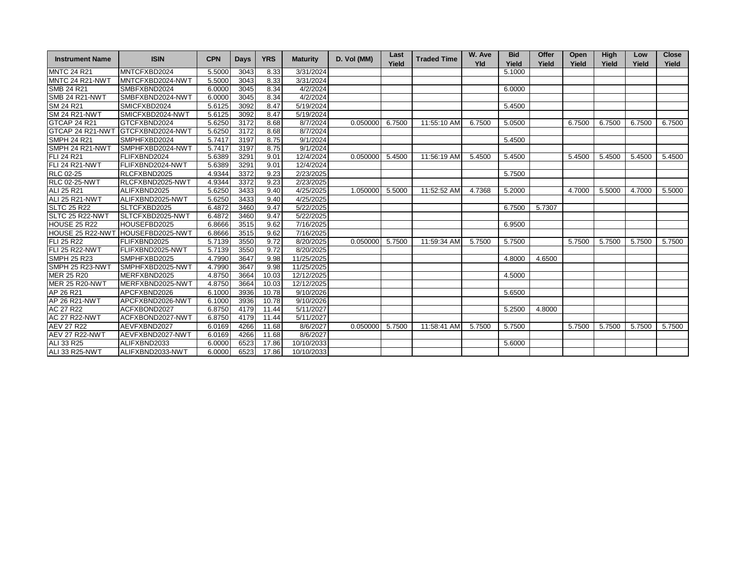| Instrument Name | ISIN | CPN | Days | YRS | Maturity | D. Vol (MM) | Last Yield | Traded Time | W. Ave Yld | Bid Yield | Offer Yield | Open Yield | High Yield | Low Yield | Close Yield |
|---|---|---|---|---|---|---|---|---|---|---|---|---|---|---|---|
| MNTC 24 R21 | MNTCFXBD2024 | 5.5000 | 3043 | 8.33 | 3/31/2024 | | | | | 5.1000 | | | | | |
| MNTC 24 R21-NWT | MNTCFXBD2024-NWT | 5.5000 | 3043 | 8.33 | 3/31/2024 | | | | | | | | | | |
| SMB 24 R21 | SMBFXBND2024 | 6.0000 | 3045 | 8.34 | 4/2/2024 | | | | | 6.0000 | | | | | |
| SMB 24 R21-NWT | SMBFXBND2024-NWT | 6.0000 | 3045 | 8.34 | 4/2/2024 | | | | | | | | | | |
| SM 24 R21 | SMICFXBD2024 | 5.6125 | 3092 | 8.47 | 5/19/2024 | | | | | 5.4500 | | | | | |
| SM 24 R21-NWT | SMICFXBD2024-NWT | 5.6125 | 3092 | 8.47 | 5/19/2024 | | | | | | | | | | |
| GTCAP 24 R21 | GTCFXBND2024 | 5.6250 | 3172 | 8.68 | 8/7/2024 | 0.050000 | 6.7500 | 11:55:10 AM | 6.7500 | 5.0500 | | 6.7500 | 6.7500 | 6.7500 | 6.7500 |
| GTCAP 24 R21-NWT | GTCFXBND2024-NWT | 5.6250 | 3172 | 8.68 | 8/7/2024 | | | | | | | | | | |
| SMPH 24 R21 | SMPHFXBD2024 | 5.7417 | 3197 | 8.75 | 9/1/2024 | | | | | 5.4500 | | | | | |
| SMPH 24 R21-NWT | SMPHFXBD2024-NWT | 5.7417 | 3197 | 8.75 | 9/1/2024 | | | | | | | | | | |
| FLI 24 R21 | FLIFXBND2024 | 5.6389 | 3291 | 9.01 | 12/4/2024 | 0.050000 | 5.4500 | 11:56:19 AM | 5.4500 | 5.4500 | | 5.4500 | 5.4500 | 5.4500 | 5.4500 |
| FLI 24 R21-NWT | FLIFXBND2024-NWT | 5.6389 | 3291 | 9.01 | 12/4/2024 | | | | | | | | | | |
| RLC 02-25 | RLCFXBND2025 | 4.9344 | 3372 | 9.23 | 2/23/2025 | | | | | 5.7500 | | | | | |
| RLC 02-25-NWT | RLCFXBND2025-NWT | 4.9344 | 3372 | 9.23 | 2/23/2025 | | | | | | | | | | |
| ALI 25 R21 | ALIFXBND2025 | 5.6250 | 3433 | 9.40 | 4/25/2025 | 1.050000 | 5.5000 | 11:52:52 AM | 4.7368 | 5.2000 | | 4.7000 | 5.5000 | 4.7000 | 5.5000 |
| ALI 25 R21-NWT | ALIFXBND2025-NWT | 5.6250 | 3433 | 9.40 | 4/25/2025 | | | | | | | | | | |
| SLTC 25 R22 | SLTCFXBD2025 | 6.4872 | 3460 | 9.47 | 5/22/2025 | | | | | 6.7500 | 5.7307 | | | | |
| SLTC 25 R22-NWT | SLTCFXBD2025-NWT | 6.4872 | 3460 | 9.47 | 5/22/2025 | | | | | | | | | | |
| HOUSE 25 R22 | HOUSEFBD2025 | 6.8666 | 3515 | 9.62 | 7/16/2025 | | | | | 6.9500 | | | | | |
| HOUSE 25 R22-NWT | HOUSEFBD2025-NWT | 6.8666 | 3515 | 9.62 | 7/16/2025 | | | | | | | | | | |
| FLI 25 R22 | FLIFXBND2025 | 5.7139 | 3550 | 9.72 | 8/20/2025 | 0.050000 | 5.7500 | 11:59:34 AM | 5.7500 | 5.7500 | | 5.7500 | 5.7500 | 5.7500 | 5.7500 |
| FLI 25 R22-NWT | FLIFXBND2025-NWT | 5.7139 | 3550 | 9.72 | 8/20/2025 | | | | | | | | | | |
| SMPH 25 R23 | SMPHFXBD2025 | 4.7990 | 3647 | 9.98 | 11/25/2025 | | | | | 4.8000 | 4.6500 | | | | |
| SMPH 25 R23-NWT | SMPHFXBD2025-NWT | 4.7990 | 3647 | 9.98 | 11/25/2025 | | | | | | | | | | |
| MER 25 R20 | MERFXBND2025 | 4.8750 | 3664 | 10.03 | 12/12/2025 | | | | | 4.5000 | | | | | |
| MER 25 R20-NWT | MERFXBND2025-NWT | 4.8750 | 3664 | 10.03 | 12/12/2025 | | | | | | | | | | |
| AP 26 R21 | APCFXBND2026 | 6.1000 | 3936 | 10.78 | 9/10/2026 | | | | | 5.6500 | | | | | |
| AP 26 R21-NWT | APCFXBND2026-NWT | 6.1000 | 3936 | 10.78 | 9/10/2026 | | | | | | | | | | |
| AC 27 R22 | ACFXBOND2027 | 6.8750 | 4179 | 11.44 | 5/11/2027 | | | | | 5.2500 | 4.8000 | | | | |
| AC 27 R22-NWT | ACFXBOND2027-NWT | 6.8750 | 4179 | 11.44 | 5/11/2027 | | | | | | | | | | |
| AEV 27 R22 | AEVFXBND2027 | 6.0169 | 4266 | 11.68 | 8/6/2027 | 0.050000 | 5.7500 | 11:58:41 AM | 5.7500 | 5.7500 | | 5.7500 | 5.7500 | 5.7500 | 5.7500 |
| AEV 27 R22-NWT | AEVFXBND2027-NWT | 6.0169 | 4266 | 11.68 | 8/6/2027 | | | | | | | | | | |
| ALI 33 R25 | ALIFXBND2033 | 6.0000 | 6523 | 17.86 | 10/10/2033 | | | | | 5.6000 | | | | | |
| ALI 33 R25-NWT | ALIFXBND2033-NWT | 6.0000 | 6523 | 17.86 | 10/10/2033 | | | | | | | | | | |